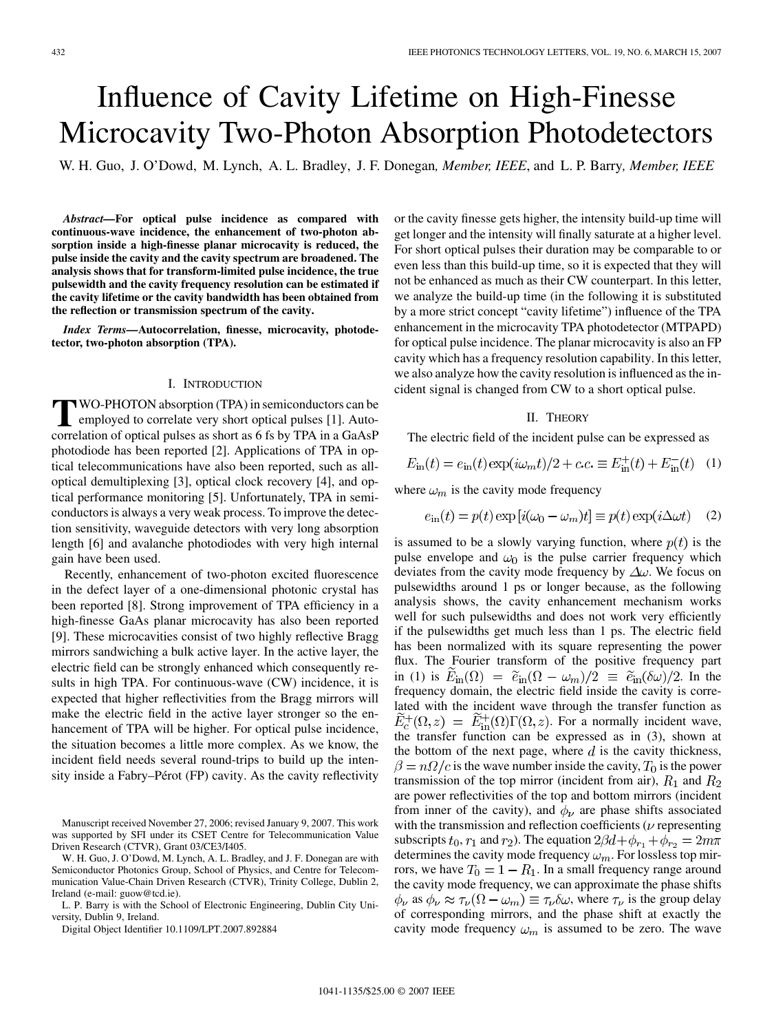# Influence of Cavity Lifetime on High-Finesse Microcavity Two-Photon Absorption Photodetectors

W. H. Guo, J. O'Dowd, M. Lynch, A. L. Bradley, J. F. Donegan, *Member, IEEE*, and L. P. Barry, *Member, IEEE*

***Abstract*—For optical pulse incidence as compared with continuous-wave incidence, the enhancement of two-photon absorption inside a high-finesse planar microcavity is reduced, the pulse inside the cavity and the cavity spectrum are broadened. The analysis shows that for transform-limited pulse incidence, the true pulsewidth and the cavity frequency resolution can be estimated if the cavity lifetime or the cavity bandwidth has been obtained from the reflection or transmission spectrum of the cavity.**

***Index Terms*—Autocorrelation, finesse, microcavity, photodetector, two-photon absorption (TPA).**

## I. Introduction

Two-photon absorption (TPA) in semiconductors can be employed to correlate very short optical pulses [1]. Autocorrelation of optical pulses as short as 6 fs by TPA in a GaAsP photodiode has been reported [2]. Applications of TPA in optical telecommunications have also been reported, such as all-optical demultiplexing [3], optical clock recovery [4], and optical performance monitoring [5]. Unfortunately, TPA in semiconductors is always a very weak process. To improve the detection sensitivity, waveguide detectors with very long absorption length [6] and avalanche photodiodes with very high internal gain have been used.

Recently, enhancement of two-photon excited fluorescence in the defect layer of a one-dimensional photonic crystal has been reported [8]. Strong improvement of TPA efficiency in a high-finesse GaAs planar microcavity has also been reported [9]. These microcavities consist of two highly reflective Bragg mirrors sandwiching a bulk active layer. In the active layer, the electric field can be strongly enhanced which consequently results in high TPA. For continuous-wave (CW) incidence, it is expected that higher reflectivities from the Bragg mirrors will make the electric field in the active layer stronger so the enhancement of TPA will be higher. For optical pulse incidence, the situation becomes a little more complex. As we know, the incident field needs several round-trips to build up the intensity inside a Fabry–Pérot (FP) cavity. As the cavity reflectivity or the cavity finesse gets higher, the intensity build-up time will get longer and the intensity will finally saturate at a higher level. For short optical pulses their duration may be comparable to or even less than this build-up time, so it is expected that they will not be enhanced as much as their CW counterpart. In this letter, we analyze the build-up time (in the following it is substituted by a more strict concept "cavity lifetime") influence of the TPA enhancement in the microcavity TPA photodetector (MTPAPD) for optical pulse incidence. The planar microcavity is also an FP cavity which has a frequency resolution capability. In this letter, we also analyze how the cavity resolution is influenced as the incident signal is changed from CW to a short optical pulse.

Manuscript received November 27, 2006; revised January 9, 2007. This work was supported by SFI under its CSET Centre for Telecommunication Value Driven Research (CTVR), Grant 03/CE3/I405.

W. H. Guo, J. O'Dowd, M. Lynch, A. L. Bradley, and J. F. Donegan are with Semiconductor Photonics Group, School of Physics, and Centre for Telecommunication Value-Chain Driven Research (CTVR), Trinity College, Dublin 2, Ireland (e-mail: guow@tcd.ie).

L. P. Barry is with the School of Electronic Engineering, Dublin City University, Dublin 9, Ireland.

Digital Object Identifier 10.1109/LPT.2007.892884

## II. Theory

The electric field of the incident pulse can be expressed as

$$E_{\text{in}}(t) = e_{\text{in}}(t)\exp(i\omega_m t)/2 + c.c. \equiv E_{\text{in}}^{+}(t) + E_{\text{in}}^{-}(t) \quad (1)$$

where $\omega_m$ is the cavity mode frequency

$$e_{\text{in}}(t) = p(t)\exp\left[i(\omega_0 - \omega_m)t\right] \equiv p(t)\exp(i\Delta\omega t) \quad (2)$$

is assumed to be a slowly varying function, where $p(t)$ is the pulse envelope and $\omega_0$ is the pulse carrier frequency which deviates from the cavity mode frequency by $\Delta\omega$. We focus on pulsewidths around 1 ps or longer because, as the following analysis shows, the cavity enhancement mechanism works well for such pulsewidths and does not work very efficiently if the pulsewidths get much less than 1 ps. The electric field has been normalized with its square representing the power flux. The Fourier transform of the positive frequency part in (1) is $\widetilde{E}_{\text{in}}(\Omega) = \widetilde{e}_{\text{in}}(\Omega - \omega_m)/2 \equiv \widetilde{e}_{\text{in}}(\delta\omega)/2$. In the frequency domain, the electric field inside the cavity is correlated with the incident wave through the transfer function as $\widetilde{E}_c^{+}(\Omega, z) = \widetilde{E}_{\text{in}}^{+}(\Omega)\Gamma(\Omega, z)$. For a normally incident wave, the transfer function can be expressed as in (3), shown at the bottom of the next page, where $d$ is the cavity thickness, $\beta = n\Omega/c$ is the wave number inside the cavity, $T_0$ is the power transmission of the top mirror (incident from air), $R_1$ and $R_2$ are power reflectivities of the top and bottom mirrors (incident from inner of the cavity), and $\phi_\nu$ are phase shifts associated with the transmission and reflection coefficients ($\nu$ representing subscripts $t_0$, $r_1$ and $r_2$). The equation $2\beta d + \phi_{r_1} + \phi_{r_2} = 2m\pi$ determines the cavity mode frequency $\omega_m$. For lossless top mirrors, we have $T_0 = 1 - R_1$. In a small frequency range around the cavity mode frequency, we can approximate the phase shifts $\phi_\nu$ as $\phi_\nu \approx \tau_\nu(\Omega - \omega_m) \equiv \tau_\nu \delta\omega$, where $\tau_\nu$ is the group delay of corresponding mirrors, and the phase shift at exactly the cavity mode frequency $\omega_m$ is assumed to be zero. The wave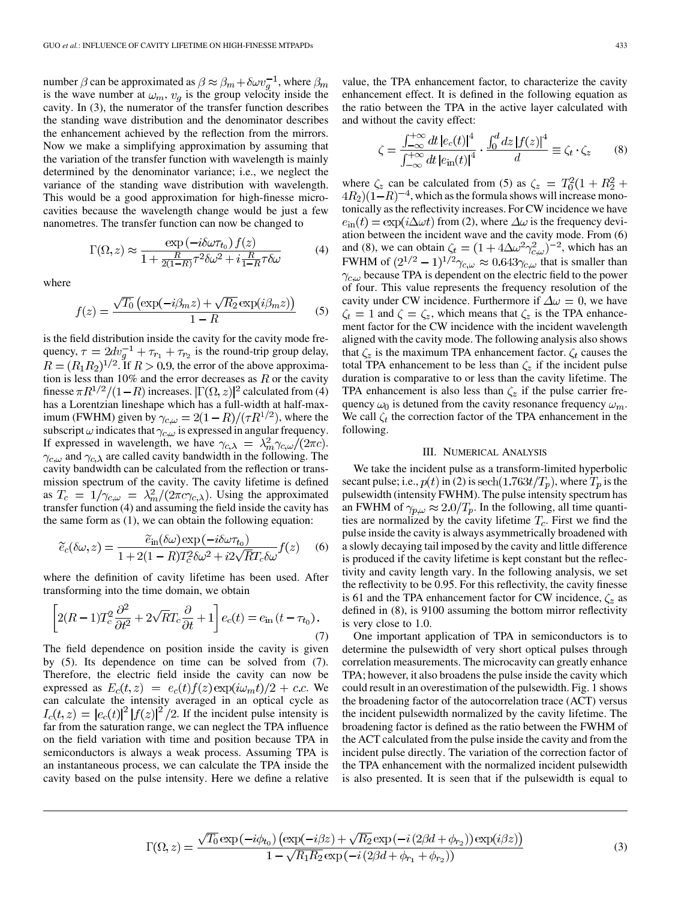number $\beta$ can be approximated as $\beta \approx \beta_m + \delta\omega v_g^{-1}$, where $\beta_m$ is the wave number at $\omega_m$, $v_g$ is the group velocity inside the cavity. In (3), the numerator of the transfer function describes the standing wave distribution and the denominator describes the enhancement achieved by the reflection from the mirrors. Now we make a simplifying approximation by assuming that the variation of the transfer function with wavelength is mainly determined by the denominator variance; i.e., we neglect the variance of the standing wave distribution with wavelength. This would be a good approximation for high-finesse microcavities because the wavelength change would be just a few nanometres. The transfer function can now be changed to

$$\Gamma(\Omega, z) \approx \frac{\exp(-i\delta\omega\tau_{t_0}) f(z)}{1 + \frac{R}{2(1-R)}\tau^2\delta\omega^2 + i\frac{R}{1-R}\tau\delta\omega} \tag{4}$$

where

$$f(z) = \frac{\sqrt{T_0}\left(\exp(-i\beta_m z) + \sqrt{R_2}\exp(i\beta_m z)\right)}{1-R} \tag{5}$$

is the field distribution inside the cavity for the cavity mode frequency, $\tau = 2dv_g^{-1} + \tau_{r_1} + \tau_{r_2}$ is the round-trip group delay, $R = (R_1R_2)^{1/2}$. If $R > 0.9$, the error of the above approximation is less than 10% and the error decreases as $R$ or the cavity finesse $\pi R^{1/2}/(1-R)$ increases. $|\Gamma(\Omega, z)|^2$ calculated from (4) has a Lorentzian lineshape which has a full-width at half-maximum (FWHM) given by $\gamma_{c,\omega} = 2(1-R)/(\tau R^{1/2})$, where the subscript $\omega$ indicates that $\gamma_{c,\omega}$ is expressed in angular frequency. If expressed in wavelength, we have $\gamma_{c,\lambda} = \lambda_m^2\gamma_{c,\omega}/(2\pi c)$. $\gamma_{c,\omega}$ and $\gamma_{c,\lambda}$ are called cavity bandwidth in the following. The cavity bandwidth can be calculated from the reflection or transmission spectrum of the cavity. The cavity lifetime is defined as $T_c = 1/\gamma_{c,\omega} = \lambda_m^2/(2\pi c\gamma_{c,\lambda})$. Using the approximated transfer function (4) and assuming the field inside the cavity has the same form as (1), we can obtain the following equation:

$$\tilde{e}_c(\delta\omega, z) = \frac{\tilde{e}_{\text{in}}(\delta\omega)\exp(-i\delta\omega\tau_{t_0})}{1 + 2(1-R)T_c^2\delta\omega^2 + i2\sqrt{R}T_c\delta\omega} f(z) \tag{6}$$

where the definition of cavity lifetime has been used. After transforming into the time domain, we obtain

$$\left[2(R-1)T_c^2\frac{\partial^2}{\partial t^2} + 2\sqrt{R}T_c\frac{\partial}{\partial t} + 1\right]e_c(t) = e_{\text{in}}(t - \tau_{t_0}). \tag{7}$$

The field dependence on position inside the cavity is given by (5). Its dependence on time can be solved from (7). Therefore, the electric field inside the cavity can now be expressed as $E_c(t,z) = e_c(t)f(z)\exp(i\omega_m t)/2 + c.c.$ We can calculate the intensity averaged in an optical cycle as $I_c(t,z) = |e_c(t)|^2|f(z)|^2/2$. If the incident pulse intensity is far from the saturation range, we can neglect the TPA influence on the field variation with time and position because TPA in semiconductors is always a weak process. Assuming TPA is an instantaneous process, we can calculate the TPA inside the cavity based on the pulse intensity. Here we define a relative value, the TPA enhancement factor, to characterize the cavity enhancement effect. It is defined in the following equation as the ratio between the TPA in the active layer calculated with and without the cavity effect:

$$\zeta = \frac{\int_{-\infty}^{+\infty} dt\,|e_c(t)|^4}{\int_{-\infty}^{+\infty} dt\,|e_{\text{in}}(t)|^4} \cdot \frac{\int_0^d dz\,|f(z)|^4}{d} \equiv \zeta_t \cdot \zeta_z \tag{8}$$

where $\zeta_z$ can be calculated from (5) as $\zeta_z = T_0^2(1 + R_2^2 + 4R_2)(1-R)^{-4}$, which as the formula shows will increase monotonically as the reflectivity increases. For CW incidence we have $e_{\text{in}}(t) = \exp(i\Delta\omega t)$ from (2), where $\Delta\omega$ is the frequency deviation between the incident wave and the cavity mode. From (6) and (8), we can obtain $\zeta_t = (1 + 4\Delta\omega^2\gamma_{c,\omega}^2)^{-2}$, which has an FWHM of $(2^{1/2}-1)^{1/2}\gamma_{c,\omega} \approx 0.643\gamma_{c,\omega}$ that is smaller than $\gamma_{c,\omega}$ because TPA is dependent on the electric field to the power of four. This value represents the frequency resolution of the cavity under CW incidence. Furthermore if $\Delta\omega = 0$, we have $\zeta_t = 1$ and $\zeta = \zeta_z$, which means that $\zeta_z$ is the TPA enhancement factor for the CW incidence with the incident wavelength aligned with the cavity mode. The following analysis also shows that $\zeta_z$ is the maximum TPA enhancement factor. $\zeta_t$ causes the total TPA enhancement to be less than $\zeta_z$ if the incident pulse duration is comparative to or less than the cavity lifetime. The TPA enhancement is also less than $\zeta_z$ if the pulse carrier frequency $\omega_0$ is detuned from the cavity resonance frequency $\omega_m$. We call $\zeta_t$ the correction factor of the TPA enhancement in the following.

## III. Numerical Analysis

We take the incident pulse as a transform-limited hyperbolic secant pulse; i.e., $p(t)$ in (2) is $\text{sech}(1.763t/T_p)$, where $T_p$ is the pulsewidth (intensity FWHM). The pulse intensity spectrum has an FWHM of $\gamma_{p,\omega} \approx 2.0/T_p$. In the following, all time quantities are normalized by the cavity lifetime $T_c$. First we find the pulse inside the cavity is always asymmetrically broadened with a slowly decaying tail imposed by the cavity and little difference is produced if the cavity lifetime is kept constant but the reflectivity and cavity length vary. In the following analysis, we set the reflectivity to be 0.95. For this reflectivity, the cavity finesse is 61 and the TPA enhancement factor for CW incidence, $\zeta_z$ as defined in (8), is 9100 assuming the bottom mirror reflectivity is very close to 1.0.

One important application of TPA in semiconductors is to determine the pulsewidth of very short optical pulses through correlation measurements. The microcavity can greatly enhance TPA; however, it also broadens the pulse inside the cavity which could result in an overestimation of the pulsewidth. Fig. 1 shows the broadening factor of the autocorrelation trace (ACT) versus the incident pulsewidth normalized by the cavity lifetime. The broadening factor is defined as the ratio between the FWHM of the ACT calculated from the pulse inside the cavity and from the incident pulse directly. The variation of the correction factor of the TPA enhancement with the normalized incident pulsewidth is also presented. It is seen that if the pulsewidth is equal to

$$\Gamma(\Omega, z) = \frac{\sqrt{T_0}\exp(-i\phi_{t_0})\left(\exp(-i\beta z) + \sqrt{R_2}\exp(-i(2\beta d + \phi_{r_2}))\exp(i\beta z)\right)}{1 - \sqrt{R_1R_2}\exp(-i(2\beta d + \phi_{r_1} + \phi_{r_2}))} \tag{3}$$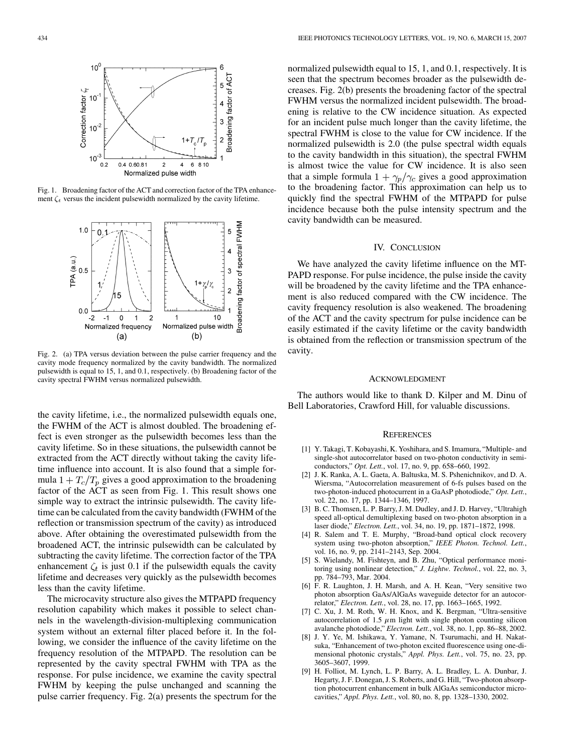10^0
10^-1
10^-2
10^-3
Correction factor $\zeta_t$
6
5
4
3
2
1
Broadening factor of ACT
$1+T_c/T_p$
0.2 0.4 0.6 0.8 1 2 4 6 8 10
Normalized pulse width

Fig. 1. Broadening factor of the ACT and correction factor of the TPA enhancement $\zeta_t$ versus the incident pulsewidth normalized by the cavity lifetime.

TPA (a.u.)
1.0
0.5
0.0
0.1
1
15
-2 -1 0 1 2
Normalized frequency
(a)
5
4
3
2
1
Broadening factor of spectral FWHM
$1+\gamma_p/\gamma_c$
1 10
Normalized pulse width
(b)

Fig. 2. (a) TPA versus deviation between the pulse carrier frequency and the cavity mode frequency normalized by the cavity bandwidth. The normalized pulsewidth is equal to 15, 1, and 0.1, respectively. (b) Broadening factor of the cavity spectral FWHM versus normalized pulsewidth.

the cavity lifetime, i.e., the normalized pulsewidth equals one, the FWHM of the ACT is almost doubled. The broadening effect is even stronger as the pulsewidth becomes less than the cavity lifetime. So in these situations, the pulsewidth cannot be extracted from the ACT directly without taking the cavity lifetime influence into account. It is also found that a simple formula $1 + T_c/T_p$ gives a good approximation to the broadening factor of the ACT as seen from Fig. 1. This result shows one simple way to extract the intrinsic pulsewidth. The cavity lifetime can be calculated from the cavity bandwidth (FWHM of the reflection or transmission spectrum of the cavity) as introduced above. After obtaining the overestimated pulsewidth from the broadened ACT, the intrinsic pulsewidth can be calculated by subtracting the cavity lifetime. The correction factor of the TPA enhancement $\zeta_t$ is just 0.1 if the pulsewidth equals the cavity lifetime and decreases very quickly as the pulsewidth becomes less than the cavity lifetime.

The microcavity structure also gives the MTPAPD frequency resolution capability which makes it possible to select channels in the wavelength-division-multiplexing communication system without an external filter placed before it. In the following, we consider the influence of the cavity lifetime on the frequency resolution of the MTPAPD. The resolution can be represented by the cavity spectral FWHM with TPA as the response. For pulse incidence, we examine the cavity spectral FWHM by keeping the pulse unchanged and scanning the pulse carrier frequency. Fig. 2(a) presents the spectrum for the normalized pulsewidth equal to 15, 1, and 0.1, respectively. It is seen that the spectrum becomes broader as the pulsewidth decreases. Fig. 2(b) presents the broadening factor of the spectral FWHM versus the normalized incident pulsewidth. The broadening is relative to the CW incidence situation. As expected for an incident pulse much longer than the cavity lifetime, the spectral FWHM is close to the value for CW incidence. If the normalized pulsewidth is 2.0 (the pulse spectral width equals to the cavity bandwidth in this situation), the spectral FWHM is almost twice the value for CW incidence. It is also seen that a simple formula $1 + \gamma_p/\gamma_c$ gives a good approximation to the broadening factor. This approximation can help us to quickly find the spectral FWHM of the MTPAPD for pulse incidence because both the pulse intensity spectrum and the cavity bandwidth can be measured.

## IV. Conclusion

We have analyzed the cavity lifetime influence on the MTPAPD response. For pulse incidence, the pulse inside the cavity will be broadened by the cavity lifetime and the TPA enhancement is also reduced compared with the CW incidence. The cavity frequency resolution is also weakened. The broadening of the ACT and the cavity spectrum for pulse incidence can be easily estimated if the cavity lifetime or the cavity bandwidth is obtained from the reflection or transmission spectrum of the cavity.

## Acknowledgment

The authors would like to thank D. Kilper and M. Dinu of Bell Laboratories, Crawford Hill, for valuable discussions.

## References

[1] Y. Takagi, T. Kobayashi, K. Yoshihara, and S. Imamura, "Multiple- and single-shot autocorrelator based on two-photon conductivity in semiconductors," *Opt. Lett.*, vol. 17, no. 9, pp. 658–660, 1992.

[2] J. K. Ranka, A. L. Gaeta, A. Baltuska, M. S. Pshenichnikov, and D. A. Wiersma, "Autocorrelation measurement of 6-fs pulses based on the two-photon-induced photocurrent in a GaAsP photodiode," *Opt. Lett.*, vol. 22, no. 17, pp. 1344–1346, 1997.

[3] B. C. Thomsen, L. P. Barry, J. M. Dudley, and J. D. Harvey, "Ultrahigh speed all-optical demultiplexing based on two-photon absorption in a laser diode," *Electron. Lett.*, vol. 34, no. 19, pp. 1871–1872, 1998.

[4] R. Salem and T. E. Murphy, "Broad-band optical clock recovery system using two-photon absorption," *IEEE Photon. Technol. Lett.*, vol. 16, no. 9, pp. 2141–2143, Sep. 2004.

[5] S. Wielandy, M. Fishteyn, and B. Zhu, "Optical performance monitoring using nonlinear detection," *J. Lightw. Technol.*, vol. 22, no. 3, pp. 784–793, Mar. 2004.

[6] F. R. Laughton, J. H. Marsh, and A. H. Kean, "Very sensitive two photon absorption GaAs/AlGaAs waveguide detector for an autocorrelator," *Electron. Lett.*, vol. 28, no. 17, pp. 1663–1665, 1992.

[7] C. Xu, J. M. Roth, W. H. Knox, and K. Bergman, "Ultra-sensitive autocorrelation of 1.5 $\mu$m light with single photon counting silicon avalanche photodiode," *Electron. Lett.*, vol. 38, no. 1, pp. 86–88, 2002.

[8] J. Y. Ye, M. Ishikawa, Y. Yamane, N. Tsurumachi, and H. Nakatsuka, "Enhancement of two-photon excited fluorescence using one-dimensional photonic crystals," *Appl. Phys. Lett.*, vol. 75, no. 23, pp. 3605–3607, 1999.

[9] H. Folliot, M. Lynch, L. P. Barry, A. L. Bradley, L. A. Dunbar, J. Hegarty, J. F. Donegan, J. S. Roberts, and G. Hill, "Two-photon absorption photocurrent enhancement in bulk AlGaAs semiconductor microcavities," *Appl. Phys. Lett.*, vol. 80, no. 8, pp. 1328–1330, 2002.